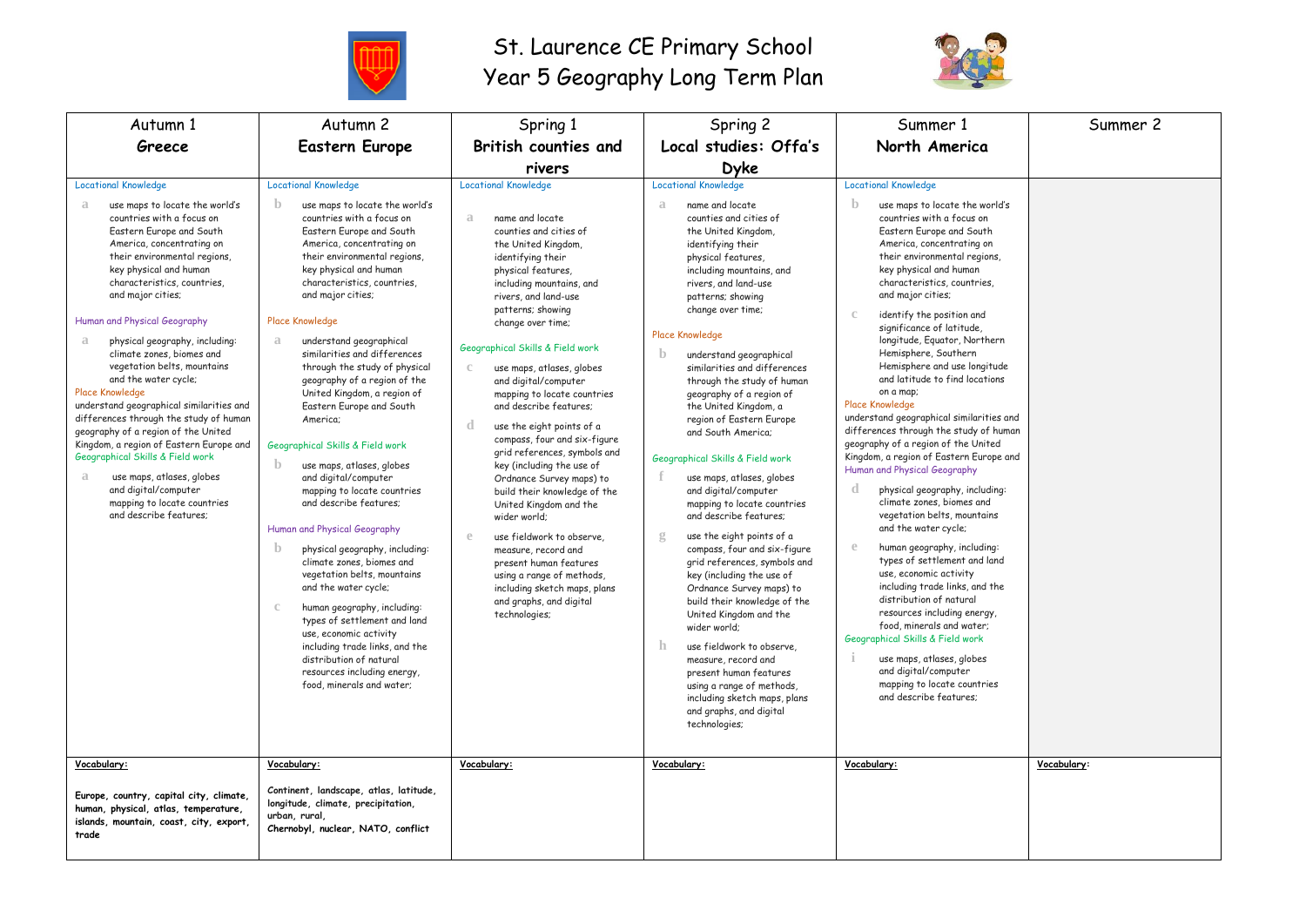# St. Laurence CE Primary School
## Year 5 Geography Long Term Plan

| Autumn 1<br>**Greece** | Autumn 2<br>**Eastern Europe** | Spring 1<br>**British counties and rivers** | Spring 2<br>**Local studies: Offa's Dyke** | Summer 1<br>**North America** | Summer 2 |
|---|---|---|---|---|---|
| Locational Knowledge<br>a use maps to locate the world's countries with a focus on Eastern Europe and South America, concentrating on their environmental regions, key physical and human characteristics, countries, and major cities;<br><br>Human and Physical Geography<br>a physical geography, including: climate zones, biomes and vegetation belts, mountains and the water cycle;<br>Place Knowledge<br>understand geographical similarities and differences through the study of human geography of a region of the United Kingdom, a region of Eastern Europe and<br>Geographical Skills & Field work<br>a use maps, atlases, globes and digital/computer mapping to locate countries and describe features; | Locational Knowledge<br>b use maps to locate the world's countries with a focus on Eastern Europe and South America, concentrating on their environmental regions, key physical and human characteristics, countries, and major cities;<br><br>Place Knowledge<br>a understand geographical similarities and differences through the study of physical geography of a region of the United Kingdom, a region of Eastern Europe and South America;<br><br>Geographical Skills & Field work<br>b use maps, atlases, globes and digital/computer mapping to locate countries and describe features;<br><br>Human and Physical Geography<br>b physical geography, including: climate zones, biomes and vegetation belts, mountains and the water cycle;<br>c human geography, including: types of settlement and land use, economic activity including trade links, and the distribution of natural resources including energy, food, minerals and water; | Locational Knowledge<br>a name and locate counties and cities of the United Kingdom, identifying their physical features, including mountains, and rivers, and land-use patterns; showing change over time;<br><br>Geographical Skills & Field work<br>c use maps, atlases, globes and digital/computer mapping to locate countries and describe features;<br>d use the eight points of a compass, four and six-figure grid references, symbols and key (including the use of Ordnance Survey maps) to build their knowledge of the United Kingdom and the wider world;<br>e use fieldwork to observe, measure, record and present human features using a range of methods, including sketch maps, plans and graphs, and digital technologies; | Locational Knowledge<br>a name and locate counties and cities of the United Kingdom, identifying their physical features, including mountains, and rivers, and land-use patterns; showing change over time;<br><br>Place Knowledge<br>b understand geographical similarities and differences through the study of human geography of a region of the United Kingdom, a region of Eastern Europe and South America;<br><br>Geographical Skills & Field work<br>f use maps, atlases, globes and digital/computer mapping to locate countries and describe features;<br>g use the eight points of a compass, four and six-figure grid references, symbols and key (including the use of Ordnance Survey maps) to build their knowledge of the United Kingdom and the wider world;<br>h use fieldwork to observe, measure, record and present human features using a range of methods, including sketch maps, plans and graphs, and digital technologies; | Locational Knowledge<br>b use maps to locate the world's countries with a focus on Eastern Europe and South America, concentrating on their environmental regions, key physical and human characteristics, countries, and major cities;<br>c identify the position and significance of latitude, longitude, Equator, Northern Hemisphere, Southern Hemisphere and use longitude and latitude to find locations on a map;<br>Place Knowledge<br>understand geographical similarities and differences through the study of human geography of a region of the United Kingdom, a region of Eastern Europe and<br>Human and Physical Geography<br>d physical geography, including: climate zones, biomes and vegetation belts, mountains and the water cycle;<br>e human geography, including: types of settlement and land use, economic activity including trade links, and the distribution of natural resources including energy, food, minerals and water;<br>Geographical Skills & Field work<br>i use maps, atlases, globes and digital/computer mapping to locate countries and describe features; | |
| **Vocabulary:**<br><br>**Europe, country, capital city, climate, human, physical, atlas, temperature, islands, mountain, coast, city, export, trade** | **Vocabulary:**<br><br>**Continent, landscape, atlas, latitude, longitude, climate, precipitation, urban, rural,**<br>**Chernobyl, nuclear, NATO, conflict** | **Vocabulary:** | **Vocabulary:** | **Vocabulary:** | **Vocabulary:** |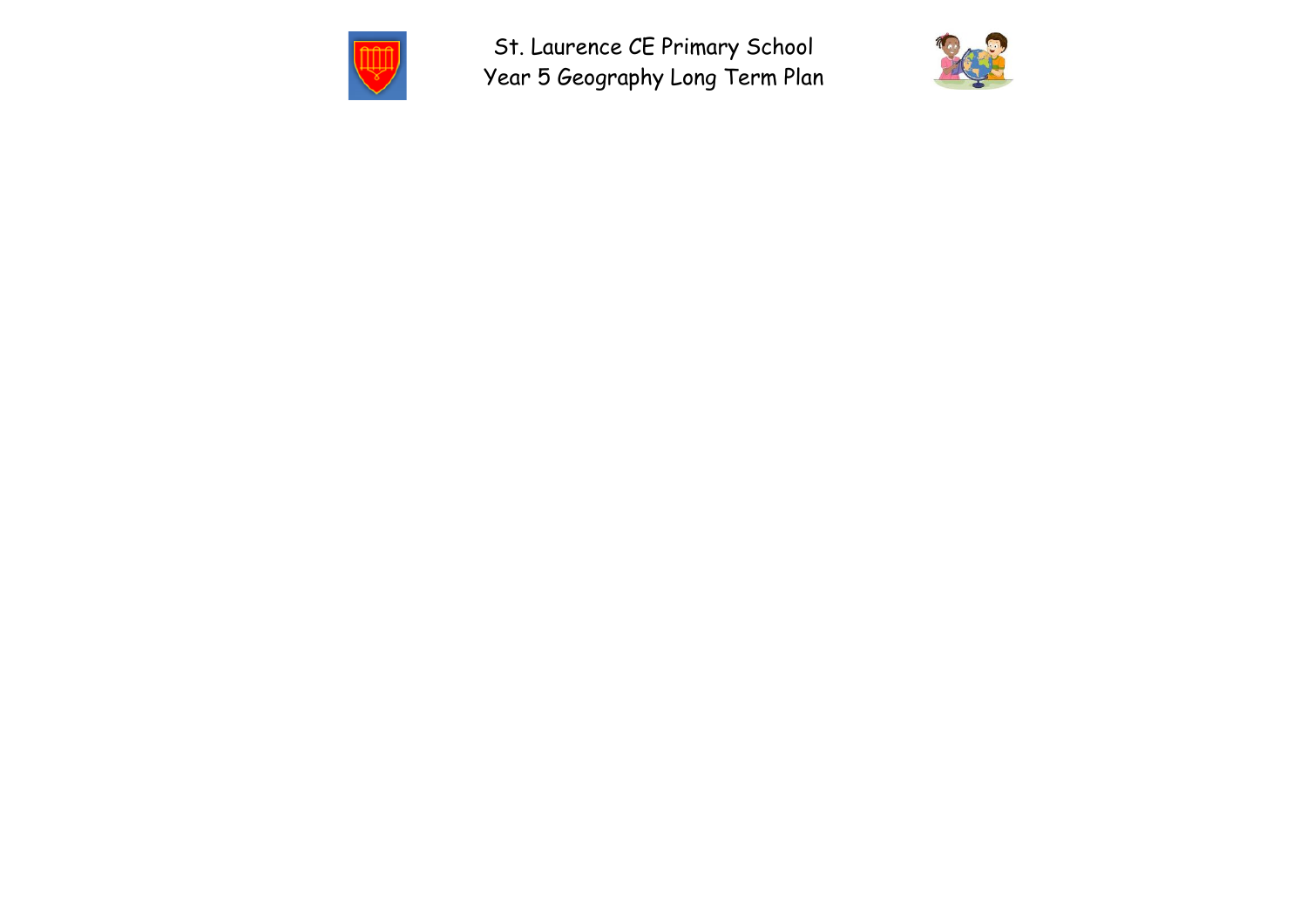St. Laurence CE Primary School

Year 5 Geography Long Term Plan